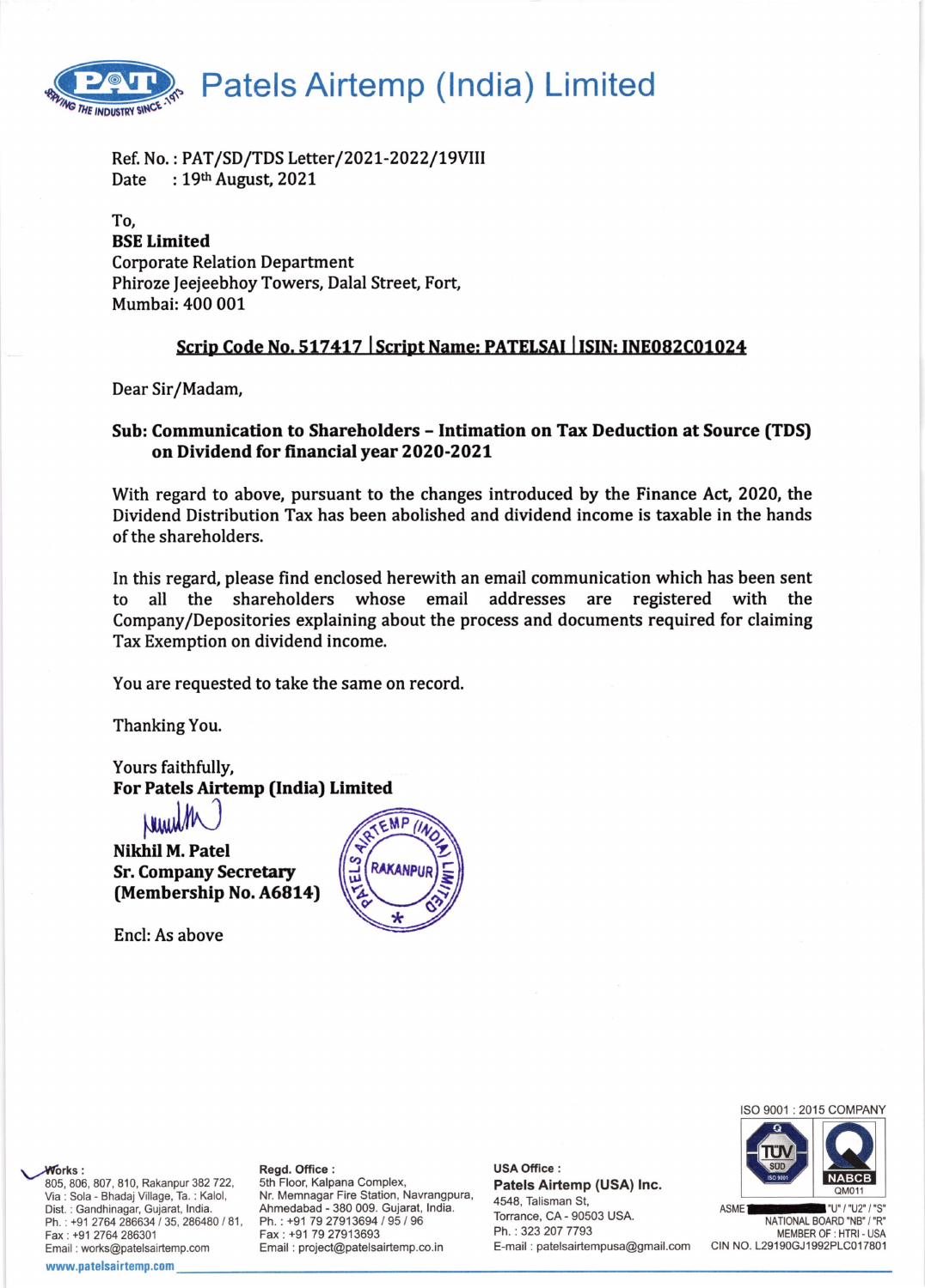# Patels Airtemp (India) Limited

Ref. No. : PAT/SD/TDS Letter/2021-2022/19VIII
Date : 19th August, 2021

To,
**BSE Limited**
Corporate Relation Department
Phiroze Jeejeebhoy Towers, Dalal Street, Fort,
Mumbai: 400 001

**Scrip Code No. 517417 | Script Name: PATELSAI | ISIN: INE082C01024**

Dear Sir/Madam,

**Sub: Communication to Shareholders – Intimation on Tax Deduction at Source (TDS) on Dividend for financial year 2020-2021**

With regard to above, pursuant to the changes introduced by the Finance Act, 2020, the Dividend Distribution Tax has been abolished and dividend income is taxable in the hands of the shareholders.

In this regard, please find enclosed herewith an email communication which has been sent to all the shareholders whose email addresses are registered with the Company/Depositories explaining about the process and documents required for claiming Tax Exemption on dividend income.

You are requested to take the same on record.

Thanking You.

Yours faithfully,
**For Patels Airtemp (India) Limited**

**Nikhil M. Patel**
**Sr. Company Secretary**
**(Membership No. A6814)**

Encl: As above

**Works :** 805, 806, 807, 810, Rakanpur 382 722, Via : Sola - Bhadaj Village, Ta. : Kalol, Dist. : Gandhinagar, Gujarat, India. Ph. : +91 2764 286634 / 35, 286480 / 81, Fax : +91 2764 286301 Email : works@patelsairtemp.com

**Regd. Office :** 5th Floor, Kalpana Complex, Nr. Memnagar Fire Station, Navrangpura, Ahmedabad - 380 009. Gujarat, India. Ph. : +91 79 27913694 / 95 / 96 Fax : +91 79 27913693 Email : project@patelsairtemp.co.in

**USA Office :** **Patels Airtemp (USA) Inc.** 4548, Talisman St, Torrance, CA - 90503 USA. Ph. : 323 207 7793 E-mail : patelsairtempusa@gmail.com

ISO 9001 : 2015 COMPANY
ASME "U" / "U2" / "S"
NATIONAL BOARD "NB" / "R"
MEMBER OF : HTRI - USA
CIN NO. L29190GJ1992PLC017801

www.patelsairtemp.com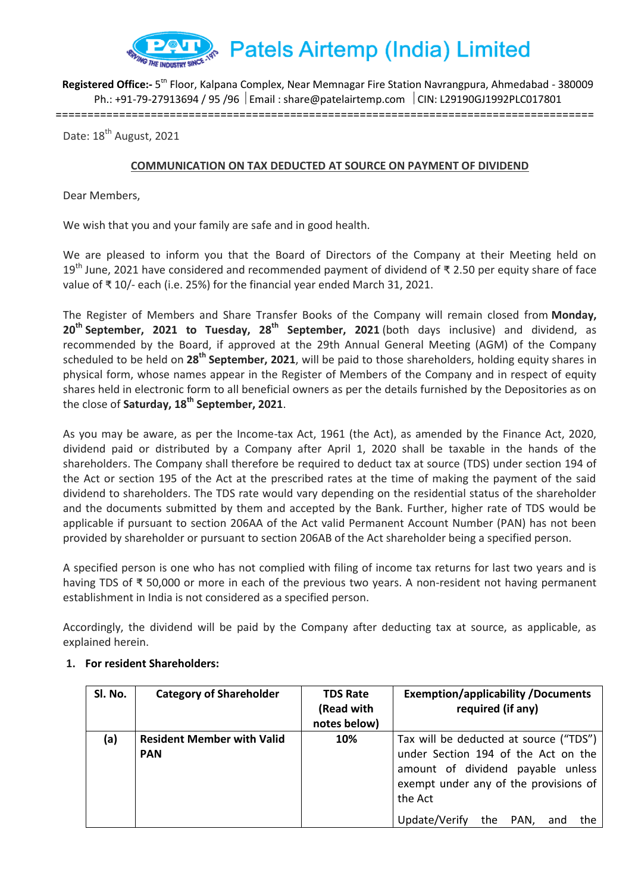# Patels Airtemp (India) Limited

**Registered Office:-** 5th Floor, Kalpana Complex, Near Memnagar Fire Station Navrangpura, Ahmedabad - 380009
Ph.: +91-79-27913694 / 95 /96 | Email : share@patelairtemp.com | CIN: L29190GJ1992PLC017801

Date: 18th August, 2021

**COMMUNICATION ON TAX DEDUCTED AT SOURCE ON PAYMENT OF DIVIDEND**

Dear Members,

We wish that you and your family are safe and in good health.

We are pleased to inform you that the Board of Directors of the Company at their Meeting held on 19th June, 2021 have considered and recommended payment of dividend of ₹ 2.50 per equity share of face value of ₹ 10/- each (i.e. 25%) for the financial year ended March 31, 2021.

The Register of Members and Share Transfer Books of the Company will remain closed from **Monday, 20th September, 2021 to Tuesday, 28th September, 2021** (both days inclusive) and dividend, as recommended by the Board, if approved at the 29th Annual General Meeting (AGM) of the Company scheduled to be held on **28th September, 2021**, will be paid to those shareholders, holding equity shares in physical form, whose names appear in the Register of Members of the Company and in respect of equity shares held in electronic form to all beneficial owners as per the details furnished by the Depositories as on the close of **Saturday, 18th September, 2021**.

As you may be aware, as per the Income-tax Act, 1961 (the Act), as amended by the Finance Act, 2020, dividend paid or distributed by a Company after April 1, 2020 shall be taxable in the hands of the shareholders. The Company shall therefore be required to deduct tax at source (TDS) under section 194 of the Act or section 195 of the Act at the prescribed rates at the time of making the payment of the said dividend to shareholders. The TDS rate would vary depending on the residential status of the shareholder and the documents submitted by them and accepted by the Bank. Further, higher rate of TDS would be applicable if pursuant to section 206AA of the Act valid Permanent Account Number (PAN) has not been provided by shareholder or pursuant to section 206AB of the Act shareholder being a specified person.

A specified person is one who has not complied with filing of income tax returns for last two years and is having TDS of ₹ 50,000 or more in each of the previous two years. A non-resident not having permanent establishment in India is not considered as a specified person.

Accordingly, the dividend will be paid by the Company after deducting tax at source, as applicable, as explained herein.

1. **For resident Shareholders:**

| Sl. No. | Category of Shareholder | TDS Rate (Read with notes below) | Exemption/applicability /Documents required (if any) |
|---|---|---|---|
| **(a)** | **Resident Member with Valid PAN** | **10%** | Tax will be deducted at source ("TDS") under Section 194 of the Act on the amount of dividend payable unless exempt under any of the provisions of the Act<br><br>Update/Verify the PAN, and the |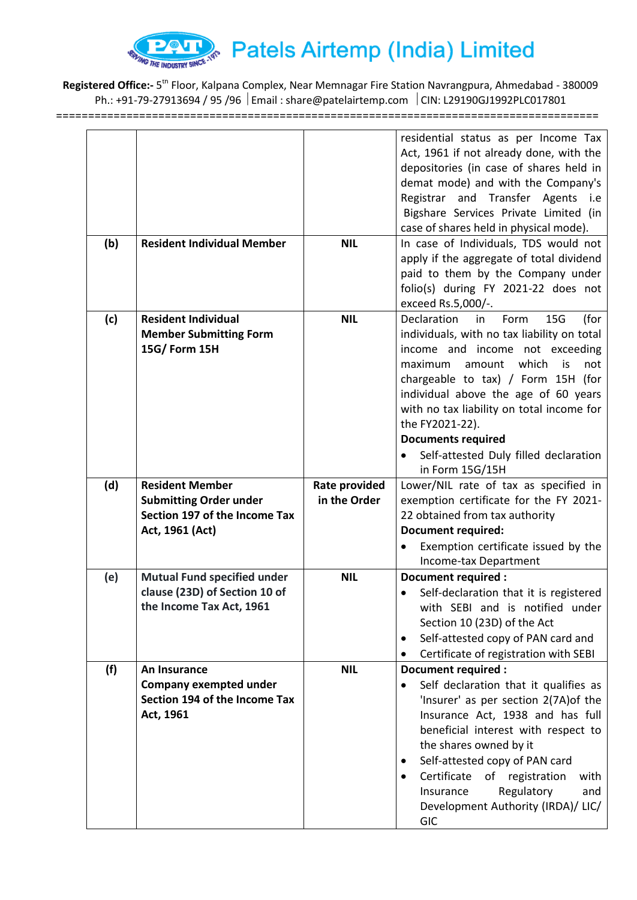| | | | |
|---|---|---|---|
| | | | residential status as per Income Tax Act, 1961 if not already done, with the depositories (in case of shares held in demat mode) and with the Company's Registrar and Transfer Agents i.e Bigshare Services Private Limited (in case of shares held in physical mode). |
| **(b)** | **Resident Individual Member** | **NIL** | In case of Individuals, TDS would not apply if the aggregate of total dividend paid to them by the Company under folio(s) during FY 2021-22 does not exceed Rs.5,000/-. |
| **(c)** | **Resident Individual Member Submitting Form 15G/ Form 15H** | **NIL** | Declaration in Form 15G (for individuals, with no tax liability on total income and income not exceeding maximum amount which is not chargeable to tax) / Form 15H (for individual above the age of 60 years with no tax liability on total income for the FY2021-22).<br>**Documents required**<br>• Self-attested Duly filled declaration in Form 15G/15H |
| **(d)** | **Resident Member Submitting Order under Section 197 of the Income Tax Act, 1961 (Act)** | **Rate provided in the Order** | Lower/NIL rate of tax as specified in exemption certificate for the FY 2021-22 obtained from tax authority<br>**Document required:**<br>• Exemption certificate issued by the Income-tax Department |
| **(e)** | **Mutual Fund specified under clause (23D) of Section 10 of the Income Tax Act, 1961** | **NIL** | **Document required :**<br>• Self-declaration that it is registered with SEBI and is notified under Section 10 (23D) of the Act<br>• Self-attested copy of PAN card and<br>• Certificate of registration with SEBI |
| **(f)** | **An Insurance Company exempted under Section 194 of the Income Tax Act, 1961** | **NIL** | **Document required :**<br>• Self declaration that it qualifies as 'Insurer' as per section 2(7A)of the Insurance Act, 1938 and has full beneficial interest with respect to the shares owned by it<br>• Self-attested copy of PAN card<br>• Certificate of registration with Insurance Regulatory and Development Authority (IRDA)/ LIC/ GIC |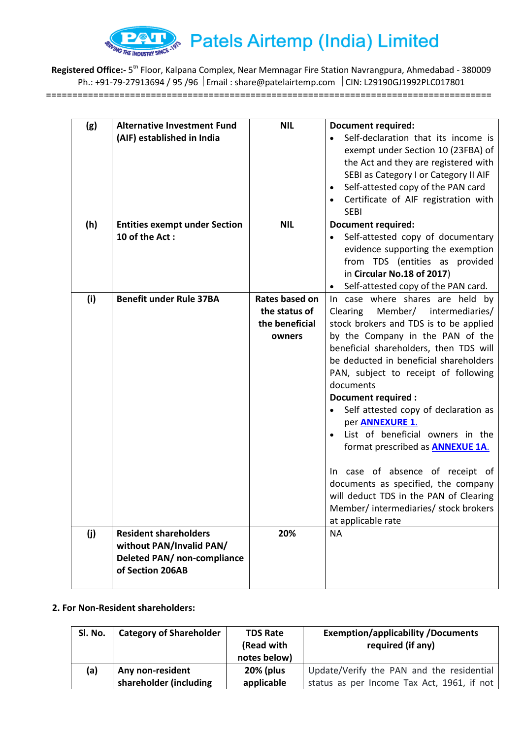| (g) | **Alternative Investment Fund (AIF) established in India** | **NIL** | **Document required:**<br>• Self-declaration that its income is exempt under Section 10 (23FBA) of the Act and they are registered with SEBI as Category I or Category II AIF<br>• Self-attested copy of the PAN card<br>• Certificate of AIF registration with SEBI |
|---|---|---|---|
| **(h)** | **Entities exempt under Section 10 of the Act :** | **NIL** | **Document required:**<br>• Self-attested copy of documentary evidence supporting the exemption from TDS (entities as provided in **Circular No.18 of 2017**)<br>• Self-attested copy of the PAN card. |
| **(i)** | **Benefit under Rule 37BA** | **Rates based on the status of the beneficial owners** | In case where shares are held by Clearing Member/ intermediaries/ stock brokers and TDS is to be applied by the Company in the PAN of the beneficial shareholders, then TDS will be deducted in beneficial shareholders PAN, subject to receipt of following documents<br>**Document required :**<br>• Self attested copy of declaration as per **ANNEXURE 1.**<br>• List of beneficial owners in the format prescribed as **ANNEXUE 1A.**<br><br>In case of absence of receipt of documents as specified, the company will deduct TDS in the PAN of Clearing Member/ intermediaries/ stock brokers at applicable rate |
| **(j)** | **Resident shareholders without PAN/Invalid PAN/ Deleted PAN/ non-compliance of Section 206AB** | **20%** | NA |

**2. For Non-Resident shareholders:**

| Sl. No. | Category of Shareholder | TDS Rate (Read with notes below) | Exemption/applicability /Documents required (if any) |
|---|---|---|---|
| (a) | Any non-resident shareholder (including | 20% (plus applicable | Update/Verify the PAN and the residential status as per Income Tax Act, 1961, if not |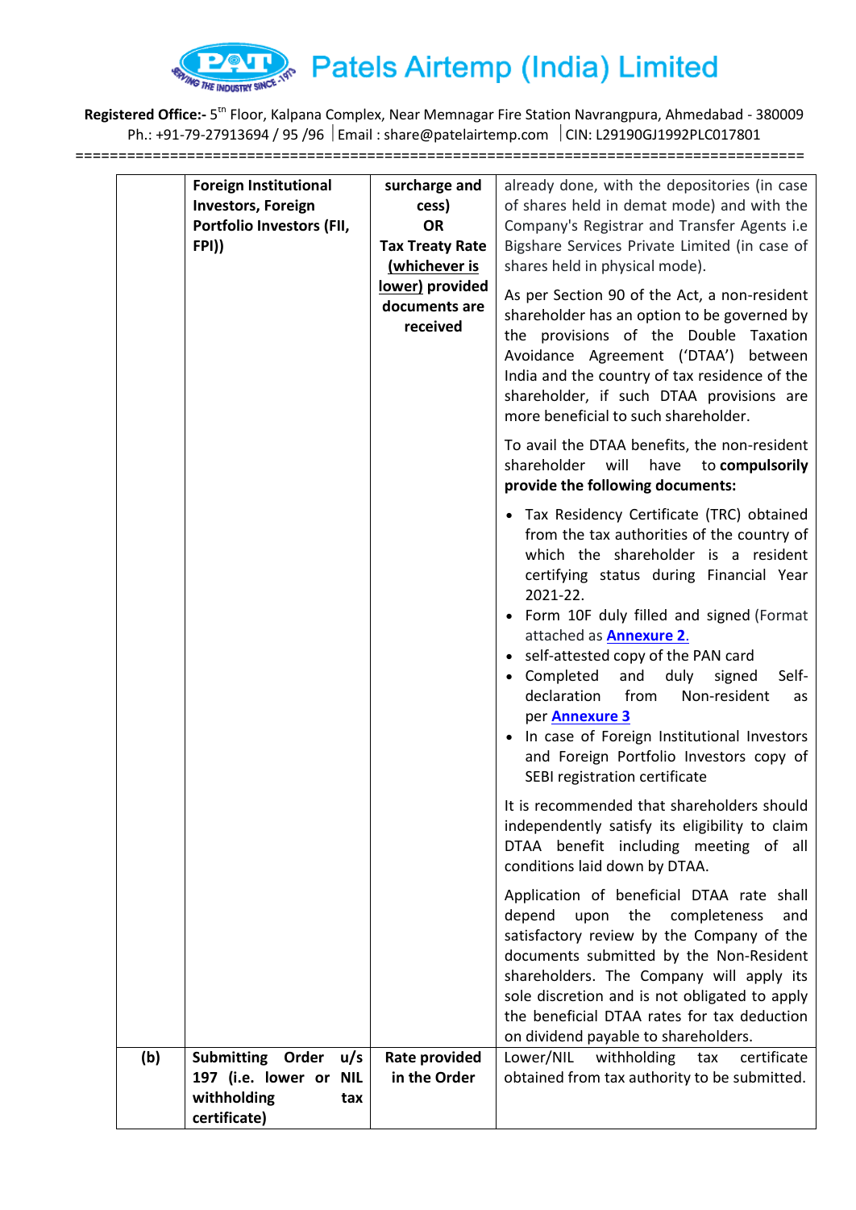| | | | |
|---|---|---|---|
| | **Foreign Institutional Investors, Foreign Portfolio Investors (FII, FPI))** | **surcharge and cess) OR Tax Treaty Rate (whichever is lower) provided documents are received** | already done, with the depositories (in case of shares held in demat mode) and with the Company's Registrar and Transfer Agents i.e Bigshare Services Private Limited (in case of shares held in physical mode).<br><br>As per Section 90 of the Act, a non-resident shareholder has an option to be governed by the provisions of the Double Taxation Avoidance Agreement ('DTAA') between India and the country of tax residence of the shareholder, if such DTAA provisions are more beneficial to such shareholder.<br><br>To avail the DTAA benefits, the non-resident shareholder will have to **compulsorily provide the following documents:**<br><br>• Tax Residency Certificate (TRC) obtained from the tax authorities of the country of which the shareholder is a resident certifying status during Financial Year 2021-22.<br>• Form 10F duly filled and signed (Format attached as **Annexure 2**.<br>• self-attested copy of the PAN card<br>• Completed and duly signed Self-declaration from Non-resident as per **Annexure 3**<br>• In case of Foreign Institutional Investors and Foreign Portfolio Investors copy of SEBI registration certificate<br><br>It is recommended that shareholders should independently satisfy its eligibility to claim DTAA benefit including meeting of all conditions laid down by DTAA.<br><br>Application of beneficial DTAA rate shall depend upon the completeness and satisfactory review by the Company of the documents submitted by the Non-Resident shareholders. The Company will apply its sole discretion and is not obligated to apply the beneficial DTAA rates for tax deduction on dividend payable to shareholders. |
| **(b)** | **Submitting Order u/s 197 (i.e. lower or NIL withholding tax certificate)** | **Rate provided in the Order** | Lower/NIL withholding tax certificate obtained from tax authority to be submitted. |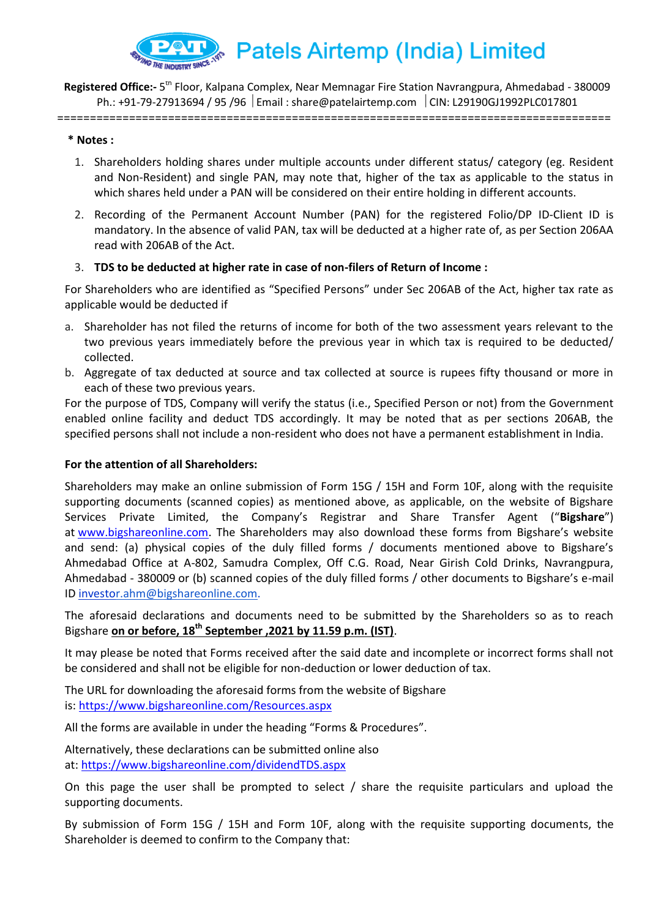**\* Notes :**

1. Shareholders holding shares under multiple accounts under different status/ category (eg. Resident and Non-Resident) and single PAN, may note that, higher of the tax as applicable to the status in which shares held under a PAN will be considered on their entire holding in different accounts.
2. Recording of the Permanent Account Number (PAN) for the registered Folio/DP ID-Client ID is mandatory. In the absence of valid PAN, tax will be deducted at a higher rate of, as per Section 206AA read with 206AB of the Act.
3. **TDS to be deducted at higher rate in case of non-filers of Return of Income :**

For Shareholders who are identified as "Specified Persons" under Sec 206AB of the Act, higher tax rate as applicable would be deducted if

a. Shareholder has not filed the returns of income for both of the two assessment years relevant to the two previous years immediately before the previous year in which tax is required to be deducted/ collected.
b. Aggregate of tax deducted at source and tax collected at source is rupees fifty thousand or more in each of these two previous years.

For the purpose of TDS, Company will verify the status (i.e., Specified Person or not) from the Government enabled online facility and deduct TDS accordingly. It may be noted that as per sections 206AB, the specified persons shall not include a non-resident who does not have a permanent establishment in India.

**For the attention of all Shareholders:**

Shareholders may make an online submission of Form 15G / 15H and Form 10F, along with the requisite supporting documents (scanned copies) as mentioned above, as applicable, on the website of Bigshare Services Private Limited, the Company's Registrar and Share Transfer Agent ("**Bigshare**") at www.bigshareonline.com. The Shareholders may also download these forms from Bigshare's website and send: (a) physical copies of the duly filled forms / documents mentioned above to Bigshare's Ahmedabad Office at A-802, Samudra Complex, Off C.G. Road, Near Girish Cold Drinks, Navrangpura, Ahmedabad - 380009 or (b) scanned copies of the duly filled forms / other documents to Bigshare's e-mail ID investor.ahm@bigshareonline.com.

The aforesaid declarations and documents need to be submitted by the Shareholders so as to reach Bigshare **on or before, 18th September ,2021 by 11.59 p.m. (IST)**.

It may please be noted that Forms received after the said date and incomplete or incorrect forms shall not be considered and shall not be eligible for non-deduction or lower deduction of tax.

The URL for downloading the aforesaid forms from the website of Bigshare is: https://www.bigshareonline.com/Resources.aspx

All the forms are available in under the heading "Forms & Procedures".

Alternatively, these declarations can be submitted online also at: https://www.bigshareonline.com/dividendTDS.aspx

On this page the user shall be prompted to select / share the requisite particulars and upload the supporting documents.

By submission of Form 15G / 15H and Form 10F, along with the requisite supporting documents, the Shareholder is deemed to confirm to the Company that: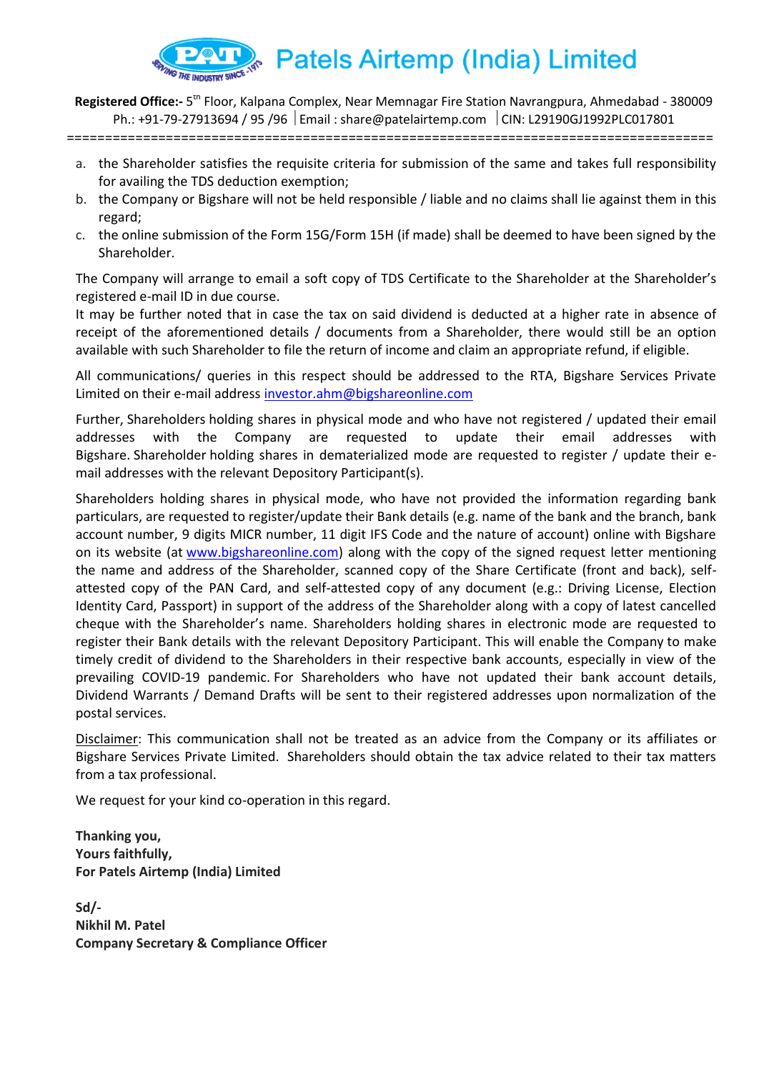a. the Shareholder satisfies the requisite criteria for submission of the same and takes full responsibility for availing the TDS deduction exemption;
b. the Company or Bigshare will not be held responsible / liable and no claims shall lie against them in this regard;
c. the online submission of the Form 15G/Form 15H (if made) shall be deemed to have been signed by the Shareholder.

The Company will arrange to email a soft copy of TDS Certificate to the Shareholder at the Shareholder's registered e-mail ID in due course.
It may be further noted that in case the tax on said dividend is deducted at a higher rate in absence of receipt of the aforementioned details / documents from a Shareholder, there would still be an option available with such Shareholder to file the return of income and claim an appropriate refund, if eligible.

All communications/ queries in this respect should be addressed to the RTA, Bigshare Services Private Limited on their e-mail address investor.ahm@bigshareonline.com

Further, Shareholders holding shares in physical mode and who have not registered / updated their email addresses with the Company are requested to update their email addresses with Bigshare. Shareholder holding shares in dematerialized mode are requested to register / update their e-mail addresses with the relevant Depository Participant(s).

Shareholders holding shares in physical mode, who have not provided the information regarding bank particulars, are requested to register/update their Bank details (e.g. name of the bank and the branch, bank account number, 9 digits MICR number, 11 digit IFS Code and the nature of account) online with Bigshare on its website (at www.bigshareonline.com) along with the copy of the signed request letter mentioning the name and address of the Shareholder, scanned copy of the Share Certificate (front and back), self-attested copy of the PAN Card, and self-attested copy of any document (e.g.: Driving License, Election Identity Card, Passport) in support of the address of the Shareholder along with a copy of latest cancelled cheque with the Shareholder's name. Shareholders holding shares in electronic mode are requested to register their Bank details with the relevant Depository Participant. This will enable the Company to make timely credit of dividend to the Shareholders in their respective bank accounts, especially in view of the prevailing COVID-19 pandemic. For Shareholders who have not updated their bank account details, Dividend Warrants / Demand Drafts will be sent to their registered addresses upon normalization of the postal services.

Disclaimer: This communication shall not be treated as an advice from the Company or its affiliates or Bigshare Services Private Limited. Shareholders should obtain the tax advice related to their tax matters from a tax professional.

We request for your kind co-operation in this regard.

**Thanking you,**
**Yours faithfully,**
**For Patels Airtemp (India) Limited**

**Sd/-**
**Nikhil M. Patel**
**Company Secretary & Compliance Officer**